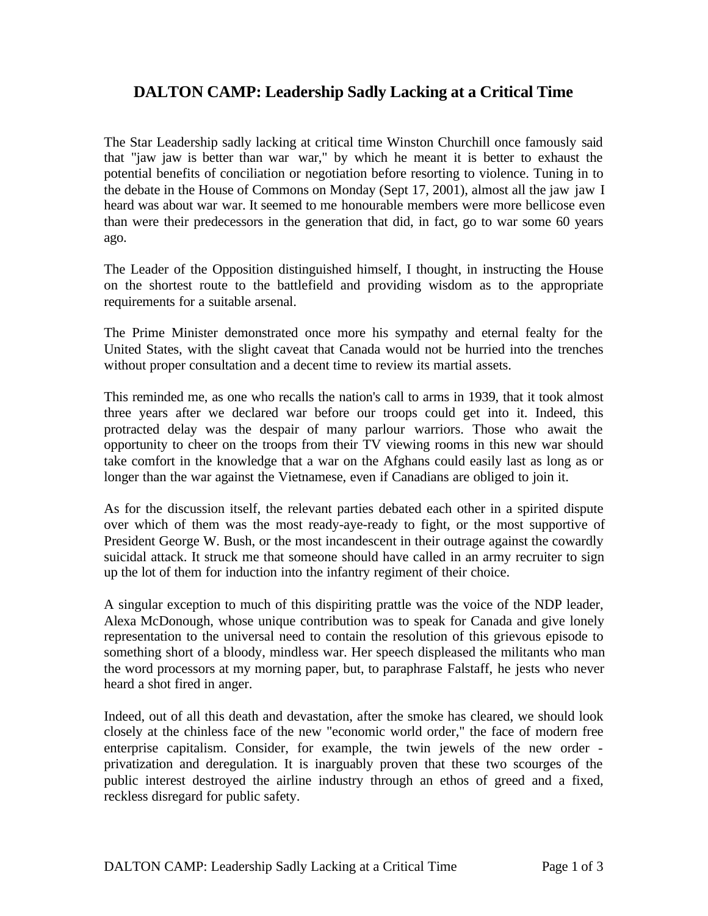# DALTON CAMP: Leadership Sadly Lacking at a Critical Time

The Star Leadership sadly lacking at critical time Winston Churchill once famously said that "jaw jaw is better than war war," by which he meant it is better to exhaust the potential benefits of conciliation or negotiation before resorting to violence. Tuning in to the debate in the House of Commons on Monday (Sept 17, 2001), almost all the jaw jaw I heard was about war war. It seemed to me honourable members were more bellicose even than were their predecessors in the generation that did, in fact, go to war some 60 years ago.

The Leader of the Opposition distinguished himself, I thought, in instructing the House on the shortest route to the battlefield and providing wisdom as to the appropriate requirements for a suitable arsenal.

The Prime Minister demonstrated once more his sympathy and eternal fealty for the United States, with the slight caveat that Canada would not be hurried into the trenches without proper consultation and a decent time to review its martial assets.

This reminded me, as one who recalls the nation's call to arms in 1939, that it took almost three years after we declared war before our troops could get into it. Indeed, this protracted delay was the despair of many parlour warriors. Those who await the opportunity to cheer on the troops from their TV viewing rooms in this new war should take comfort in the knowledge that a war on the Afghans could easily last as long as or longer than the war against the Vietnamese, even if Canadians are obliged to join it.

As for the discussion itself, the relevant parties debated each other in a spirited dispute over which of them was the most ready-aye-ready to fight, or the most supportive of President George W. Bush, or the most incandescent in their outrage against the cowardly suicidal attack. It struck me that someone should have called in an army recruiter to sign up the lot of them for induction into the infantry regiment of their choice.

A singular exception to much of this dispiriting prattle was the voice of the NDP leader, Alexa McDonough, whose unique contribution was to speak for Canada and give lonely representation to the universal need to contain the resolution of this grievous episode to something short of a bloody, mindless war. Her speech displeased the militants who man the word processors at my morning paper, but, to paraphrase Falstaff, he jests who never heard a shot fired in anger.

Indeed, out of all this death and devastation, after the smoke has cleared, we should look closely at the chinless face of the new "economic world order," the face of modern free enterprise capitalism. Consider, for example, the twin jewels of the new order - privatization and deregulation. It is inarguably proven that these two scourges of the public interest destroyed the airline industry through an ethos of greed and a fixed, reckless disregard for public safety.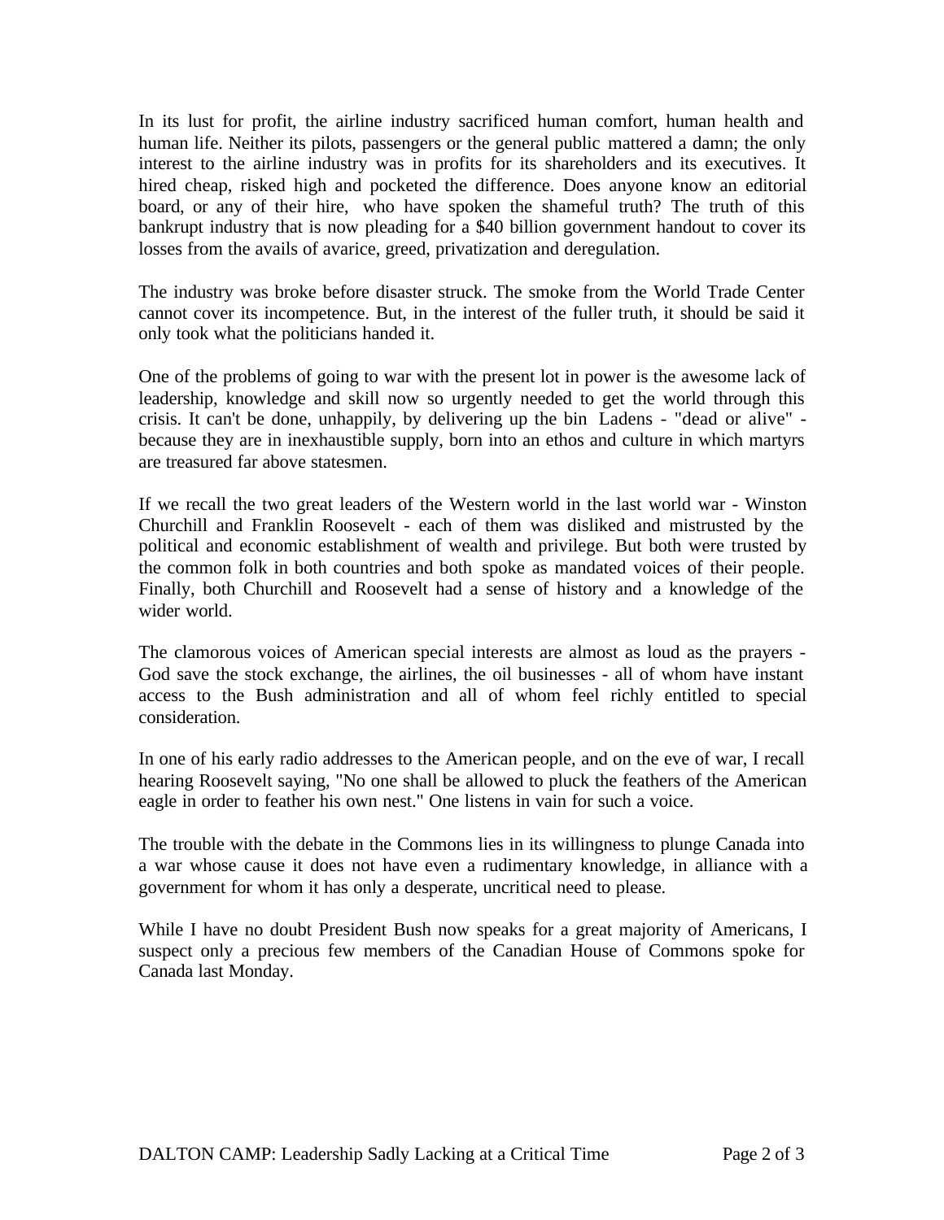In its lust for profit, the airline industry sacrificed human comfort, human health and human life. Neither its pilots, passengers or the general public mattered a damn; the only interest to the airline industry was in profits for its shareholders and its executives. It hired cheap, risked high and pocketed the difference. Does anyone know an editorial board, or any of their hire, who have spoken the shameful truth? The truth of this bankrupt industry that is now pleading for a $40 billion government handout to cover its losses from the avails of avarice, greed, privatization and deregulation.

The industry was broke before disaster struck. The smoke from the World Trade Center cannot cover its incompetence. But, in the interest of the fuller truth, it should be said it only took what the politicians handed it.

One of the problems of going to war with the present lot in power is the awesome lack of leadership, knowledge and skill now so urgently needed to get the world through this crisis. It can't be done, unhappily, by delivering up the bin Ladens - "dead or alive" - because they are in inexhaustible supply, born into an ethos and culture in which martyrs are treasured far above statesmen.

If we recall the two great leaders of the Western world in the last world war - Winston Churchill and Franklin Roosevelt - each of them was disliked and mistrusted by the political and economic establishment of wealth and privilege. But both were trusted by the common folk in both countries and both spoke as mandated voices of their people. Finally, both Churchill and Roosevelt had a sense of history and a knowledge of the wider world.

The clamorous voices of American special interests are almost as loud as the prayers - God save the stock exchange, the airlines, the oil businesses - all of whom have instant access to the Bush administration and all of whom feel richly entitled to special consideration.

In one of his early radio addresses to the American people, and on the eve of war, I recall hearing Roosevelt saying, "No one shall be allowed to pluck the feathers of the American eagle in order to feather his own nest." One listens in vain for such a voice.

The trouble with the debate in the Commons lies in its willingness to plunge Canada into a war whose cause it does not have even a rudimentary knowledge, in alliance with a government for whom it has only a desperate, uncritical need to please.

While I have no doubt President Bush now speaks for a great majority of Americans, I suspect only a precious few members of the Canadian House of Commons spoke for Canada last Monday.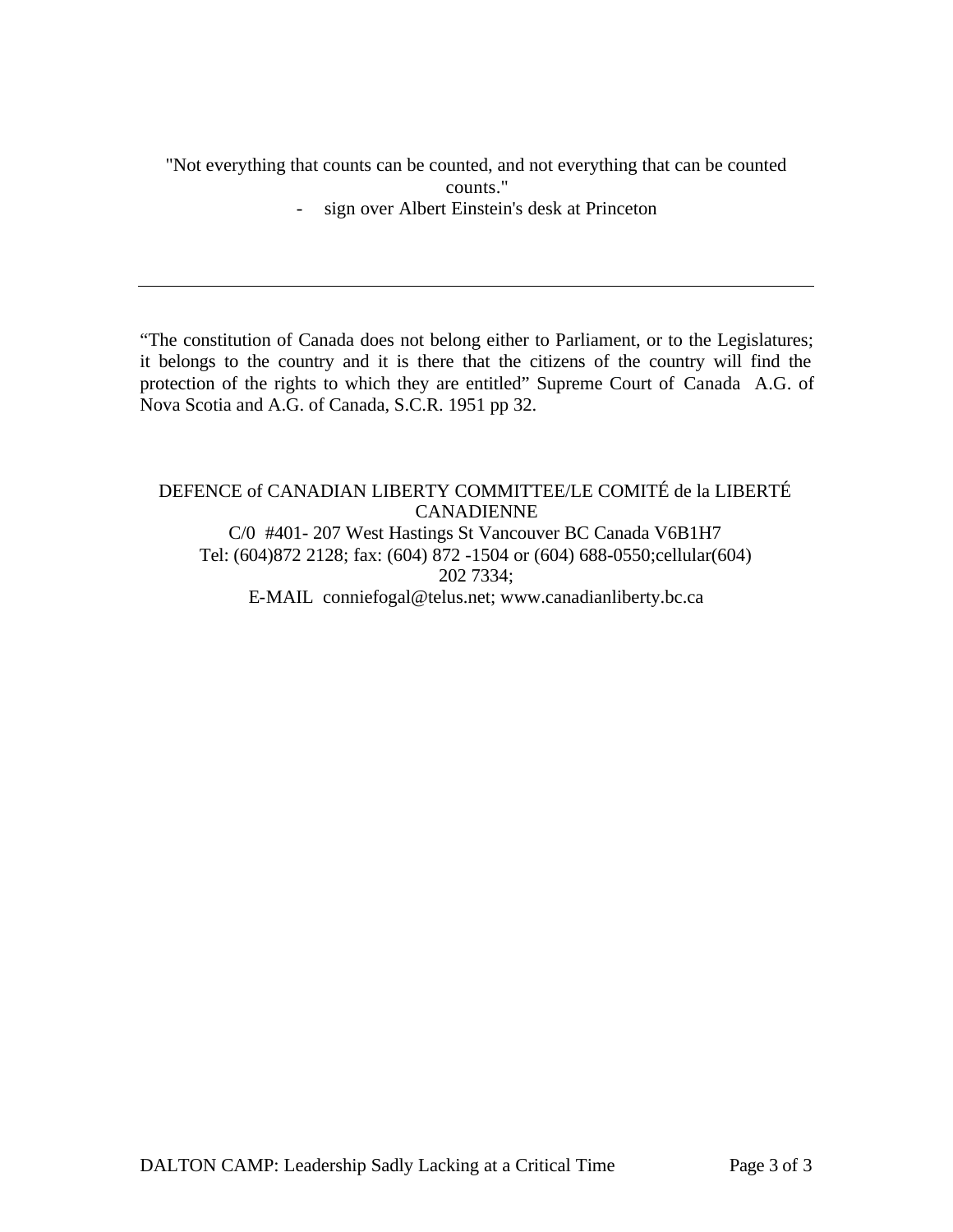"Not everything that counts can be counted, and not everything that can be counted counts."

- sign over Albert Einstein's desk at Princeton

---

"The constitution of Canada does not belong either to Parliament, or to the Legislatures; it belongs to the country and it is there that the citizens of the country will find the protection of the rights to which they are entitled" Supreme Court of Canada A.G. of Nova Scotia and A.G. of Canada, S.C.R. 1951 pp 32.

DEFENCE of CANADIAN LIBERTY COMMITTEE/LE COMITÉ de la LIBERTÉ CANADIENNE

C/0 #401- 207 West Hastings St Vancouver BC Canada V6B1H7

Tel: (604)872 2128; fax: (604) 872 -1504 or (604) 688-0550;cellular(604) 202 7334;

E-MAIL conniefogal@telus.net; www.canadianliberty.bc.ca